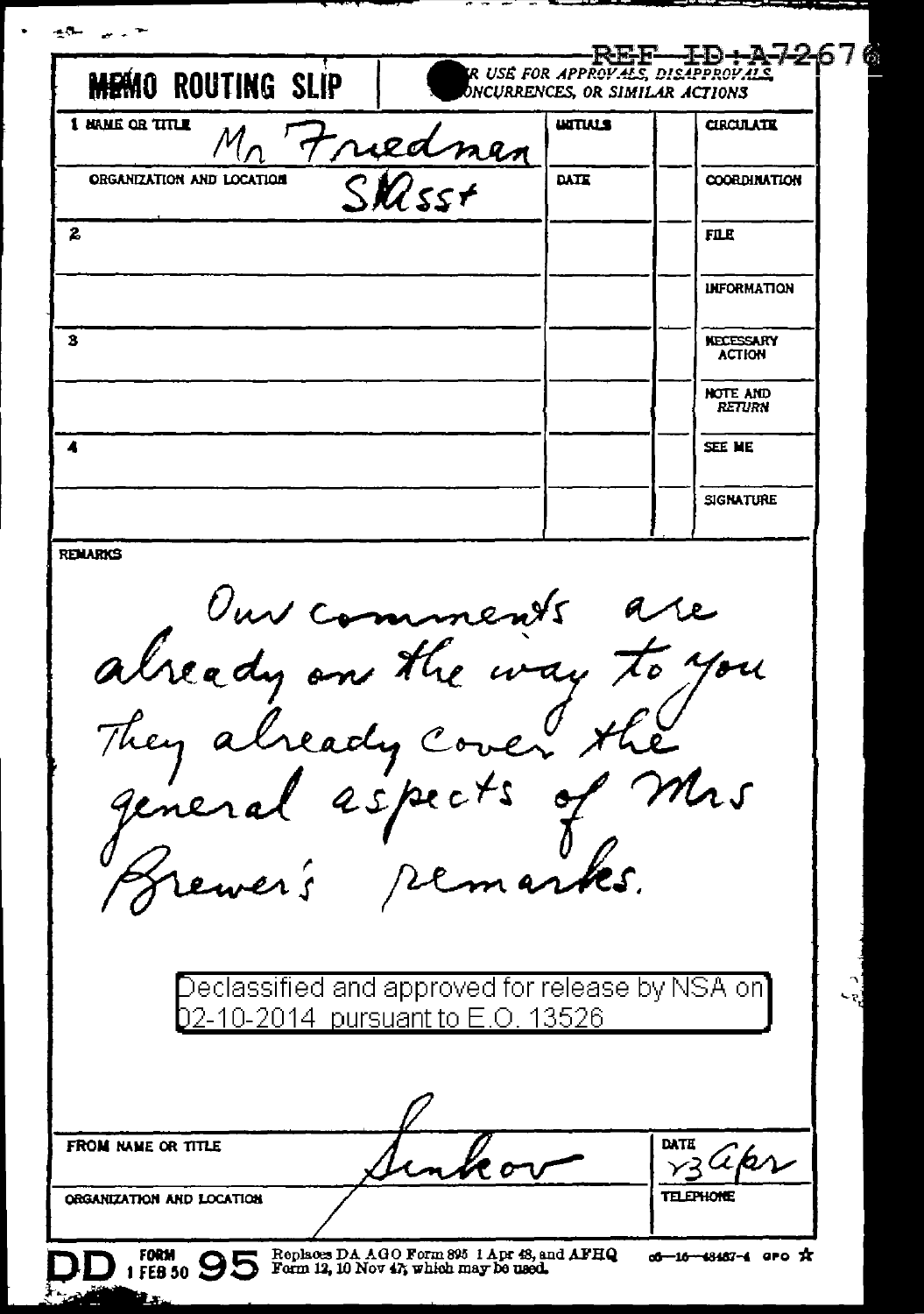REF ID:A72676

# MEMO ROUTING SLIP

NEVER USE FOR APPROVALS, DISAPPROVALS, CONCURRENCES, OR SIMILAR ACTIONS

| | | INITIALS | | CIRCULATE |
|---|---|---|---|---|
| 1 NAME OR TITLE | Mr Friedman | | | |
| ORGANIZATION AND LOCATION | SIAsst | DATE | | COORDINATION |
| 2 | | | | FILE |
| | | | | INFORMATION |
| 3 | | | | NECESSARY ACTION |
| | | | | NOTE AND RETURN |
| 4 | | | | SEE ME |
| | | | | SIGNATURE |

REMARKS

Our comments are already on the way to you. They already cover the general aspects of Mrs Brewer's remarks.

Declassified and approved for release by NSA on 02-10-2014 pursuant to E.O. 13526

| FROM NAME OR TITLE | Sinkov | DATE | 23 Apr |
|---|---|---|---|
| ORGANIZATION AND LOCATION | | TELEPHONE | |

DD FORM 1 FEB 50 95 Replaces DA AGO Form 895 1 Apr 48, and AFHQ Form 12, 10 Nov 47, which may be used.

c6—16—48487-4 GPO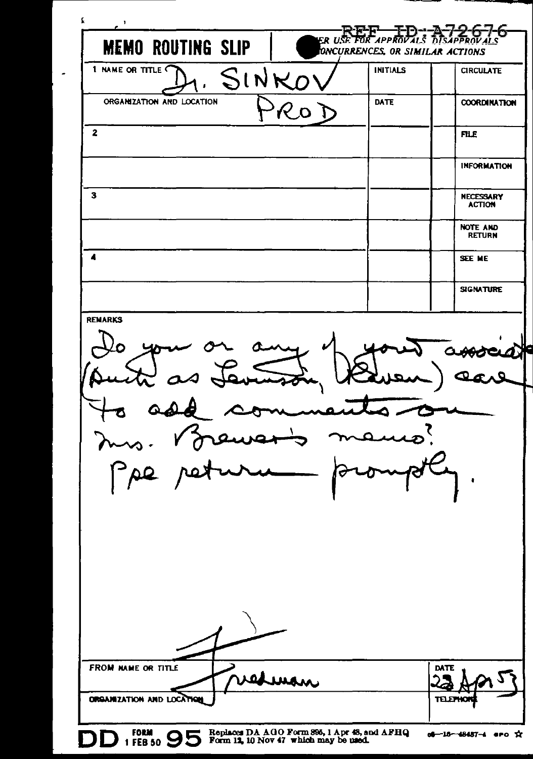REF ID:A72676

# MEMO ROUTING SLIP

NEVER USE FOR APPROVALS, DISAPPROVALS, CONCURRENCES, OR SIMILAR ACTIONS

| | | INITIALS | | |
|---|---|---|---|---|
| 1 NAME OR TITLE | Dr. SINKOV | | | CIRCULATE |
| ORGANIZATION AND LOCATION | PROD | DATE | | COORDINATION |
| 2 | | | | FILE |
| | | | | INFORMATION |
| 3 | | | | NECESSARY ACTION |
| | | | | NOTE AND RETURN |
| 4 | | | | SEE ME |
| | | | | SIGNATURE |

REMARKS

Do you or any of your associates (such as Levenson, Kovan) care to add comments on Mrs. Brewer's memo?
Pse return promptly.

FROM NAME OR TITLE: Friedman

DATE: 23 Apr 53

ORGANIZATION AND LOCATION

TELEPHONE

DD FORM 1 FEB 50 95 Replaces DA AGO Form 895, 1 Apr 48, and AFHQ Form 12, 10 Nov 47 which may be used. 16—48487-4 GPO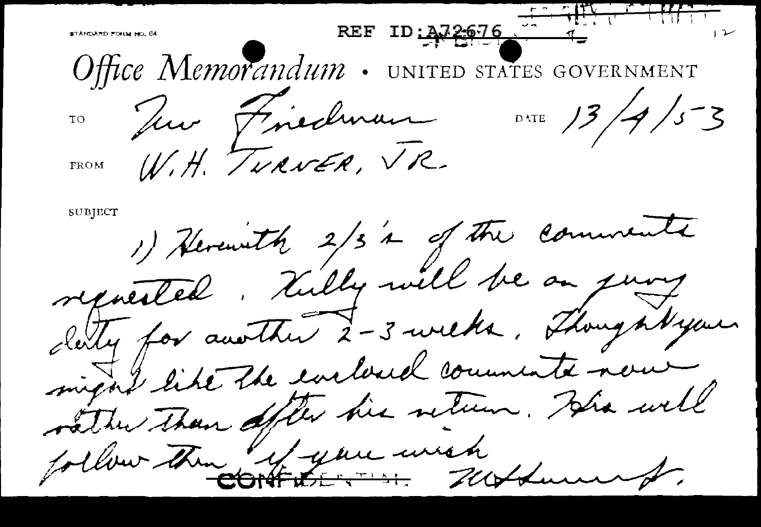STANDARD FORM NO. 64

REF ID:A72676

# Office Memorandum • UNITED STATES GOVERNMENT

TO Mr Friedman

DATE 13/4/53

FROM W.H. TURNER, JR.

SUBJECT

1) Herewith 2/3's of the comments requested. Kelly will be on jury duty for another 2-3 weeks. Thought you might like the enclosed comments now rather than after his return. His will follow then if you wish

WHTurner Jr.

CONFIDENTIAL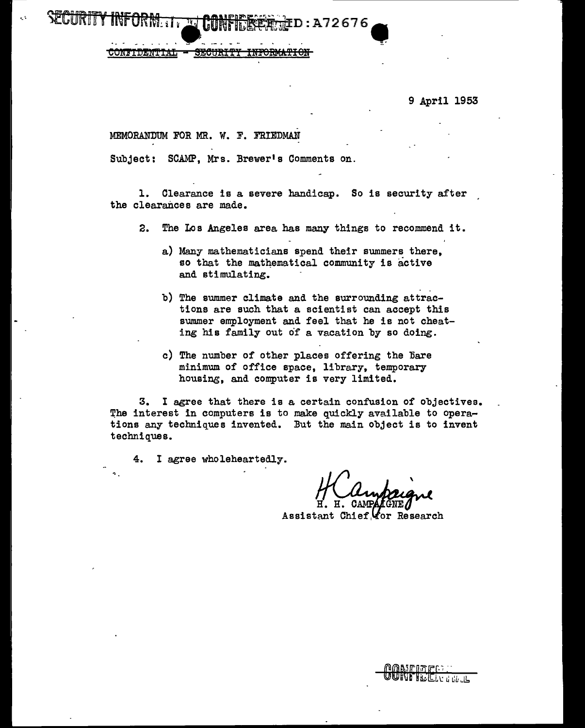SECURITY INFORMATION CONFIDENTIAL REF ID:A72676

~~CONFIDENTIAL - SECURITY INFORMATION~~

9 April 1953

MEMORANDUM FOR MR. W. F. FRIEDMAN

Subject: SCAMP, Mrs. Brewer's Comments on.

1. Clearance is a severe handicap. So is security after the clearances are made.

2. The Los Angeles area has many things to recommend it.

   a) Many mathematicians spend their summers there, so that the mathematical community is active and stimulating.

   b) The summer climate and the surrounding attractions are such that a scientist can accept this summer employment and feel that he is not cheating his family out of a vacation by so doing.

   c) The number of other places offering the bare minimum of office space, library, temporary housing, and computer is very limited.

3. I agree that there is a certain confusion of objectives. The interest in computers is to make quickly available to operations any techniques invented. But the main object is to invent techniques.

4. I agree wholeheartedly.

H. H. CAMPAIGNE
Assistant Chief for Research

CONFIDENTIAL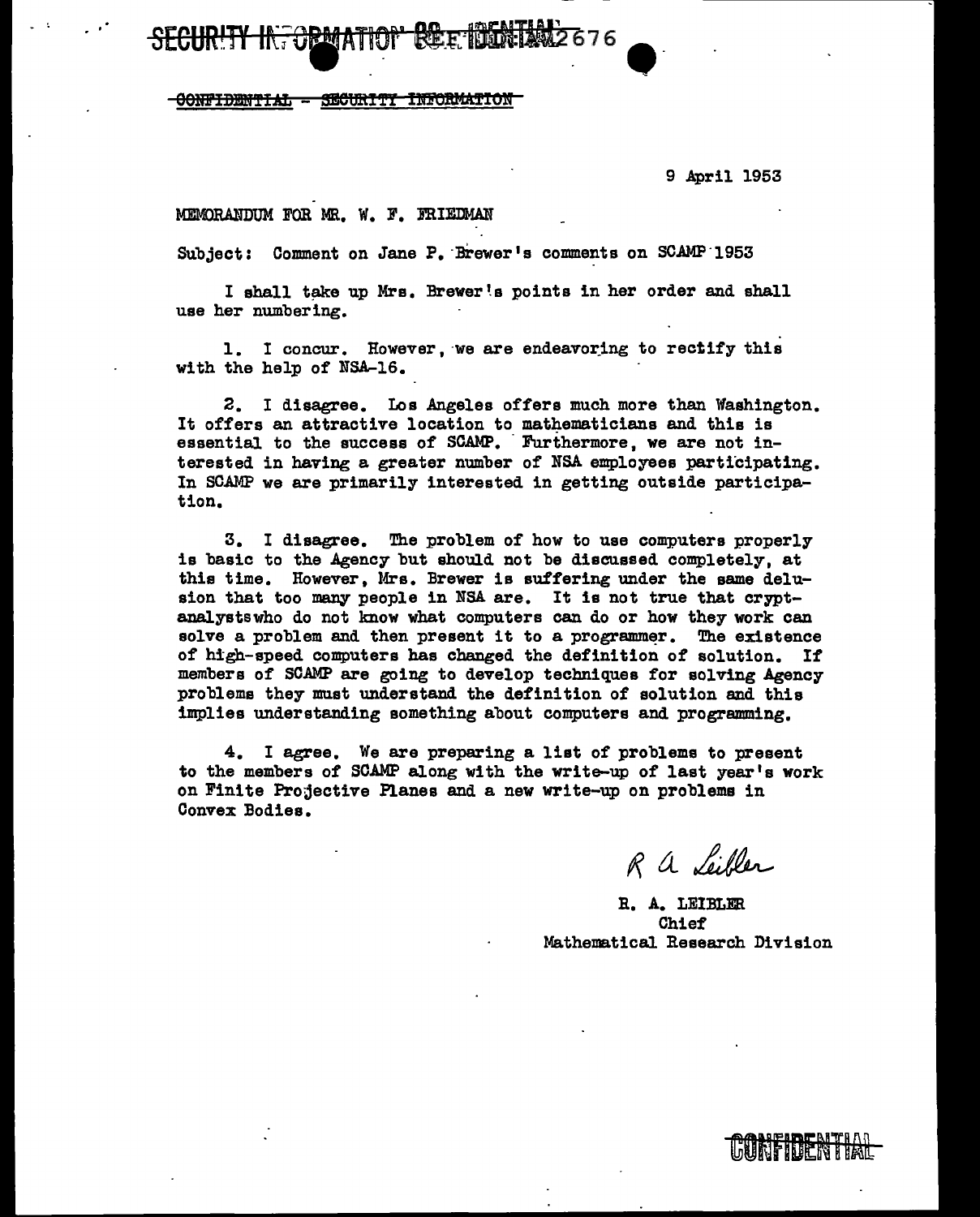SECURITY INFORMATION CONFIDENTIAL

~~CONFIDENTIAL - SECURITY INFORMATION~~

9 April 1953

MEMORANDUM FOR MR. W. F. FRIEDMAN

Subject: Comment on Jane P. Brewer's comments on SCAMP 1953

I shall take up Mrs. Brewer's points in her order and shall use her numbering.

1. I concur. However, we are endeavoring to rectify this with the help of NSA-16.

2. I disagree. Los Angeles offers much more than Washington. It offers an attractive location to mathematicians and this is essential to the success of SCAMP. Furthermore, we are not interested in having a greater number of NSA employees participating. In SCAMP we are primarily interested in getting outside participation.

3. I disagree. The problem of how to use computers properly is basic to the Agency but should not be discussed completely, at this time. However, Mrs. Brewer is suffering under the same delusion that too many people in NSA are. It is not true that cryptanalystswho do not know what computers can do or how they work can solve a problem and then present it to a programmer. The existence of high-speed computers has changed the definition of solution. If members of SCAMP are going to develop techniques for solving Agency problems they must understand the definition of solution and this implies understanding something about computers and programming.

4. I agree. We are preparing a list of problems to present to the members of SCAMP along with the write-up of last year's work on Finite Projective Planes and a new write-up on problems in Convex Bodies.

R A Leibler

R. A. LEIBLER
Chief
Mathematical Research Division

CONFIDENTIAL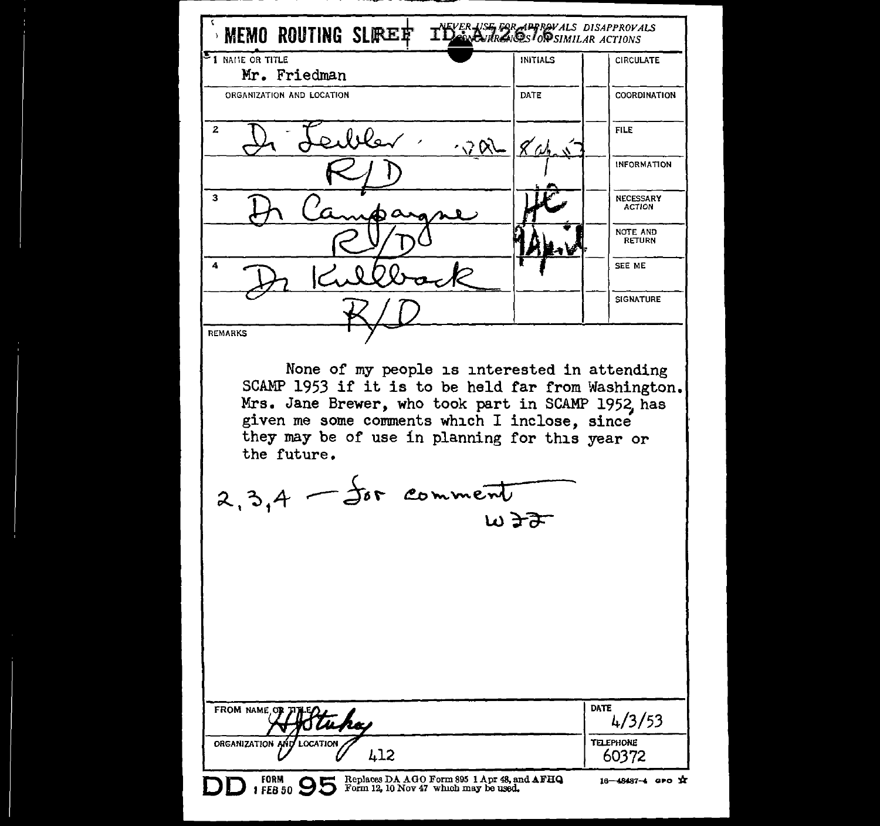# MEMO ROUTING SLIP

NEVER USE FOR APPROVALS DISAPPROVALS CONCURRENCES OR SIMILAR ACTIONS

ID:A72676

| NAME OR TITLE | INITIALS | | CIRCULATE |
|---|---|---|---|
| 1 Mr. Friedman | | | |
| ORGANIZATION AND LOCATION | DATE | | COORDINATION |
| 2 Dr Leibler · JAL | 8 Ap 53 | | FILE |
| R/D | | | INFORMATION |
| 3 Dr Campaigne | HC | | NECESSARY ACTION |
| R/D | 9 April | | NOTE AND RETURN |
| 4 Dr Kullback | | | SEE ME |
| R/D | | | SIGNATURE |

REMARKS

None of my people is interested in attending SCAMP 1953 if it is to be held far from Washington. Mrs. Jane Brewer, who took part in SCAMP 1952, has given me some comments which I inclose, since they may be of use in planning for this year or the future.

2, 3, 4 — for comment
WFF

| FROM NAME OR TITLE | DATE |
|---|---|
| HHStukey | 4/3/53 |
| ORGANIZATION AND LOCATION | TELEPHONE |
| 412 | 60372 |

DD FORM 1 FEB 50 95 Replaces DA AGO Form 895 1 Apr 48, and AFHQ Form 12, 10 Nov 47 which may be used. 16—48487-4 GPO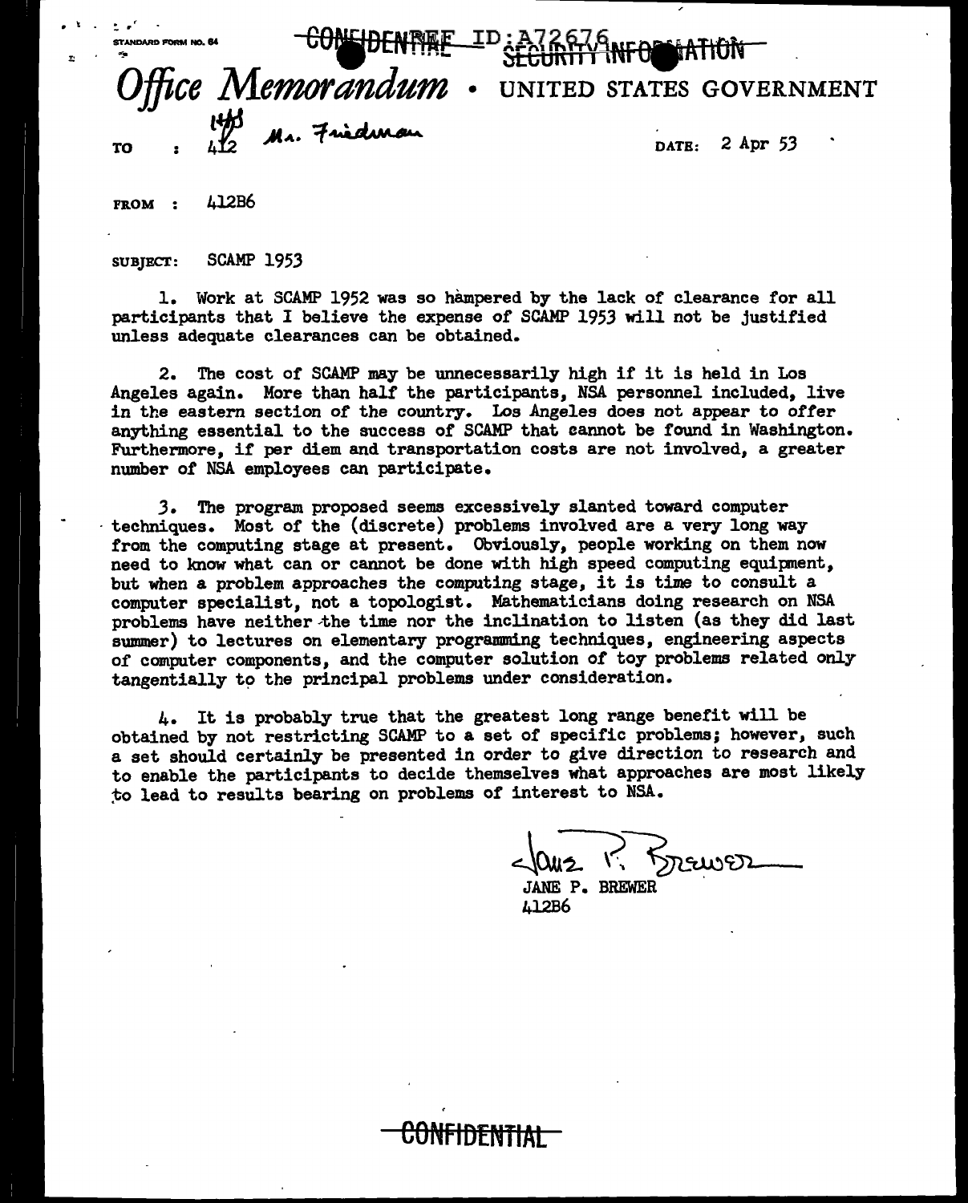STANDARD FORM NO. 64

CONFIDENTIAL REF ID:A72676 SECURITY INFORMATION

*Office Memorandum* • UNITED STATES GOVERNMENT

TO : 412 Mr. Friedman    DATE: 2 Apr 53

FROM : 412B6

SUBJECT: SCAMP 1953

1. Work at SCAMP 1952 was so hampered by the lack of clearance for all participants that I believe the expense of SCAMP 1953 will not be justified unless adequate clearances can be obtained.

2. The cost of SCAMP may be unnecessarily high if it is held in Los Angeles again. More than half the participants, NSA personnel included, live in the eastern section of the country. Los Angeles does not appear to offer anything essential to the success of SCAMP that cannot be found in Washington. Furthermore, if per diem and transportation costs are not involved, a greater number of NSA employees can participate.

3. The program proposed seems excessively slanted toward computer techniques. Most of the (discrete) problems involved are a very long way from the computing stage at present. Obviously, people working on them now need to know what can or cannot be done with high speed computing equipment, but when a problem approaches the computing stage, it is time to consult a computer specialist, not a topologist. Mathematicians doing research on NSA problems have neither the time nor the inclination to listen (as they did last summer) to lectures on elementary programming techniques, engineering aspects of computer components, and the computer solution of toy problems related only tangentially to the principal problems under consideration.

4. It is probably true that the greatest long range benefit will be obtained by not restricting SCAMP to a set of specific problems; however, such a set should certainly be presented in order to give direction to research and to enable the participants to decide themselves what approaches are most likely to lead to results bearing on problems of interest to NSA.

Jane P. Brewer
JANE P. BREWER
412B6

CONFIDENTIAL